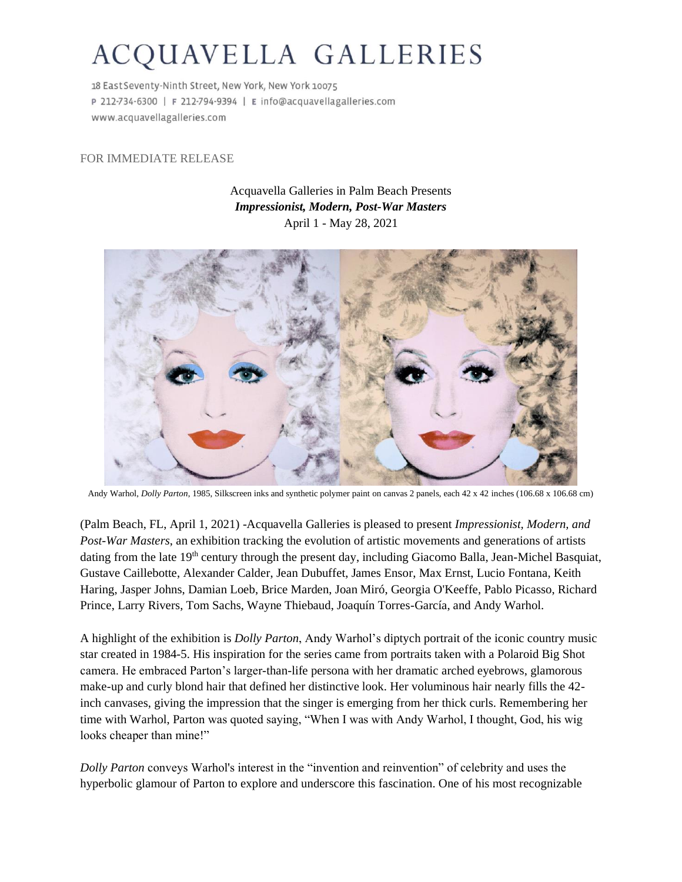# ACQUAVELLA GALLERIES

18 East Seventy-Ninth Street, New York, New York 10075
P 212-734-6300 | F 212-794-9394 | E info@acquavellagalleries.com
www.acquavellagalleries.com

FOR IMMEDIATE RELEASE

Acquavella Galleries in Palm Beach Presents
***Impressionist, Modern, Post-War Masters***
April 1 - May 28, 2021

Andy Warhol, *Dolly Parton*, 1985, Silkscreen inks and synthetic polymer paint on canvas 2 panels, each 42 x 42 inches (106.68 x 106.68 cm)

(Palm Beach, FL, April 1, 2021) -Acquavella Galleries is pleased to present *Impressionist, Modern, and Post-War Masters*, an exhibition tracking the evolution of artistic movements and generations of artists dating from the late 19th century through the present day, including Giacomo Balla, Jean-Michel Basquiat, Gustave Caillebotte, Alexander Calder, Jean Dubuffet, James Ensor, Max Ernst, Lucio Fontana, Keith Haring, Jasper Johns, Damian Loeb, Brice Marden, Joan Miró, Georgia O'Keeffe, Pablo Picasso, Richard Prince, Larry Rivers, Tom Sachs, Wayne Thiebaud, Joaquín Torres-García, and Andy Warhol.

A highlight of the exhibition is *Dolly Parton*, Andy Warhol's diptych portrait of the iconic country music star created in 1984-5. His inspiration for the series came from portraits taken with a Polaroid Big Shot camera. He embraced Parton's larger-than-life persona with her dramatic arched eyebrows, glamorous make-up and curly blond hair that defined her distinctive look. Her voluminous hair nearly fills the 42-inch canvases, giving the impression that the singer is emerging from her thick curls. Remembering her time with Warhol, Parton was quoted saying, "When I was with Andy Warhol, I thought, God, his wig looks cheaper than mine!"

*Dolly Parton* conveys Warhol's interest in the "invention and reinvention" of celebrity and uses the hyperbolic glamour of Parton to explore and underscore this fascination. One of his most recognizable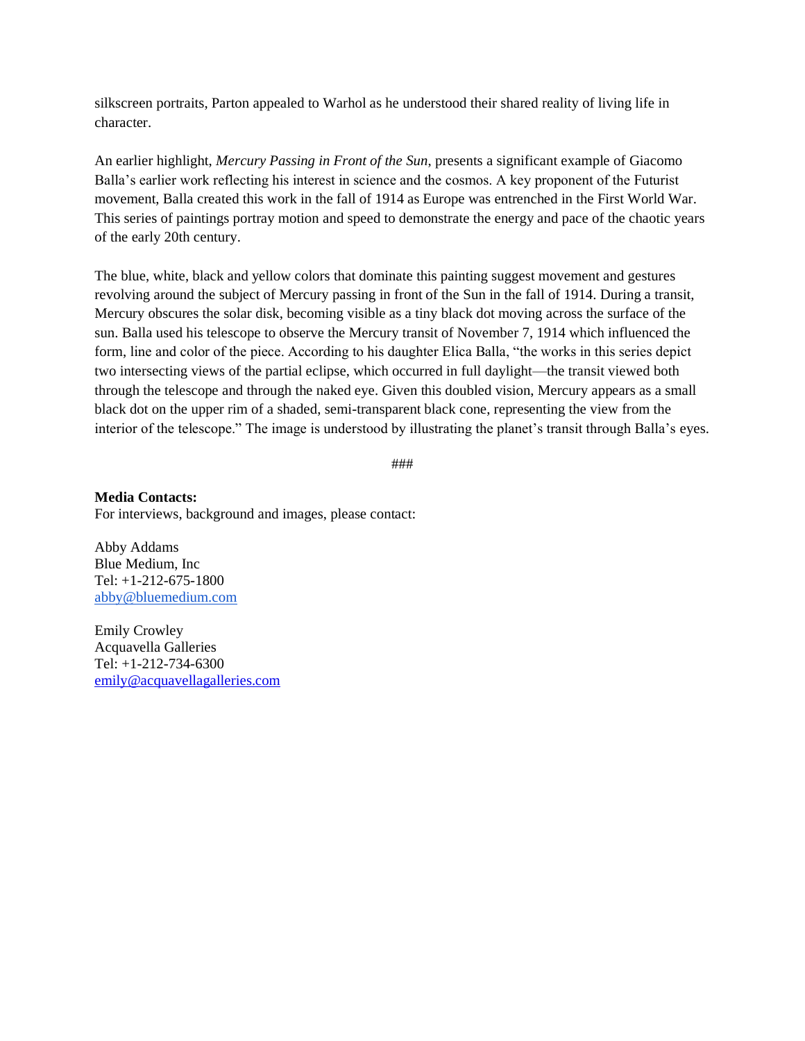silkscreen portraits, Parton appealed to Warhol as he understood their shared reality of living life in character.

An earlier highlight, *Mercury Passing in Front of the Sun*, presents a significant example of Giacomo Balla's earlier work reflecting his interest in science and the cosmos. A key proponent of the Futurist movement, Balla created this work in the fall of 1914 as Europe was entrenched in the First World War. This series of paintings portray motion and speed to demonstrate the energy and pace of the chaotic years of the early 20th century.

The blue, white, black and yellow colors that dominate this painting suggest movement and gestures revolving around the subject of Mercury passing in front of the Sun in the fall of 1914. During a transit, Mercury obscures the solar disk, becoming visible as a tiny black dot moving across the surface of the sun. Balla used his telescope to observe the Mercury transit of November 7, 1914 which influenced the form, line and color of the piece. According to his daughter Elica Balla, "the works in this series depict two intersecting views of the partial eclipse, which occurred in full daylight—the transit viewed both through the telescope and through the naked eye. Given this doubled vision, Mercury appears as a small black dot on the upper rim of a shaded, semi-transparent black cone, representing the view from the interior of the telescope." The image is understood by illustrating the planet's transit through Balla's eyes.

###

**Media Contacts:**
For interviews, background and images, please contact:

Abby Addams
Blue Medium, Inc
Tel: +1-212-675-1800
abby@bluemedium.com

Emily Crowley
Acquavella Galleries
Tel: +1-212-734-6300
emily@acquavellagalleries.com